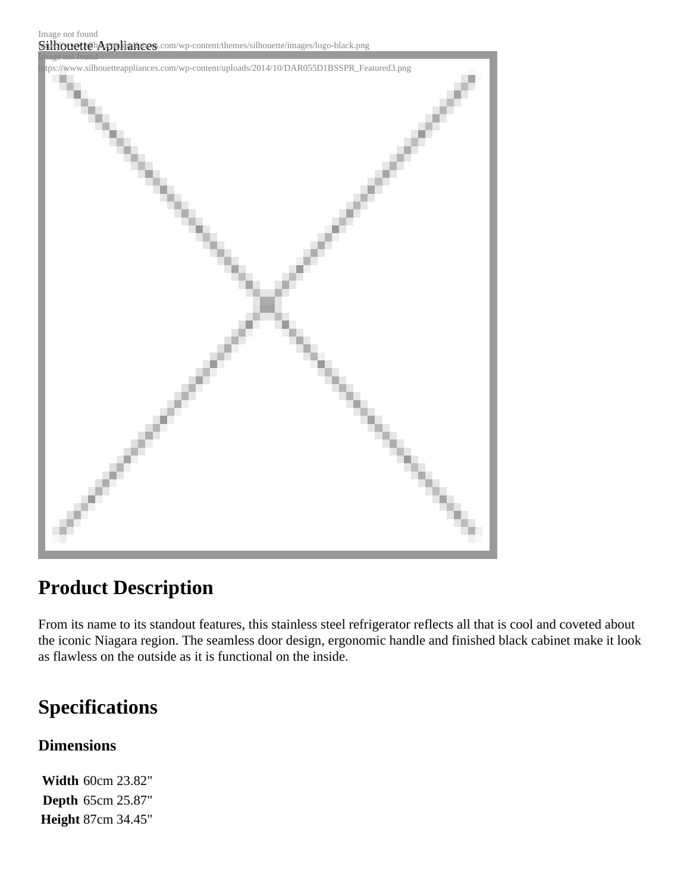Image not found
Silhouette Appliances
https://www.silhouetteappliances.com/wp-content/themes/silhouette/images/logo-black.png
Image not found
https://www.silhouetteappliances.com/wp-content/uploads/2014/10/DAR055D1BSSPR_Featured3.png

## Product Description

From its name to its standout features, this stainless steel refrigerator reflects all that is cool and coveted about the iconic Niagara region. The seamless door design, ergonomic handle and finished black cabinet make it look as flawless on the outside as it is functional on the inside.

## Specifications

### Dimensions

| | |
|---|---|
| **Width** | 60cm 23.82" |
| **Depth** | 65cm 25.87" |
| **Height** | 87cm 34.45" |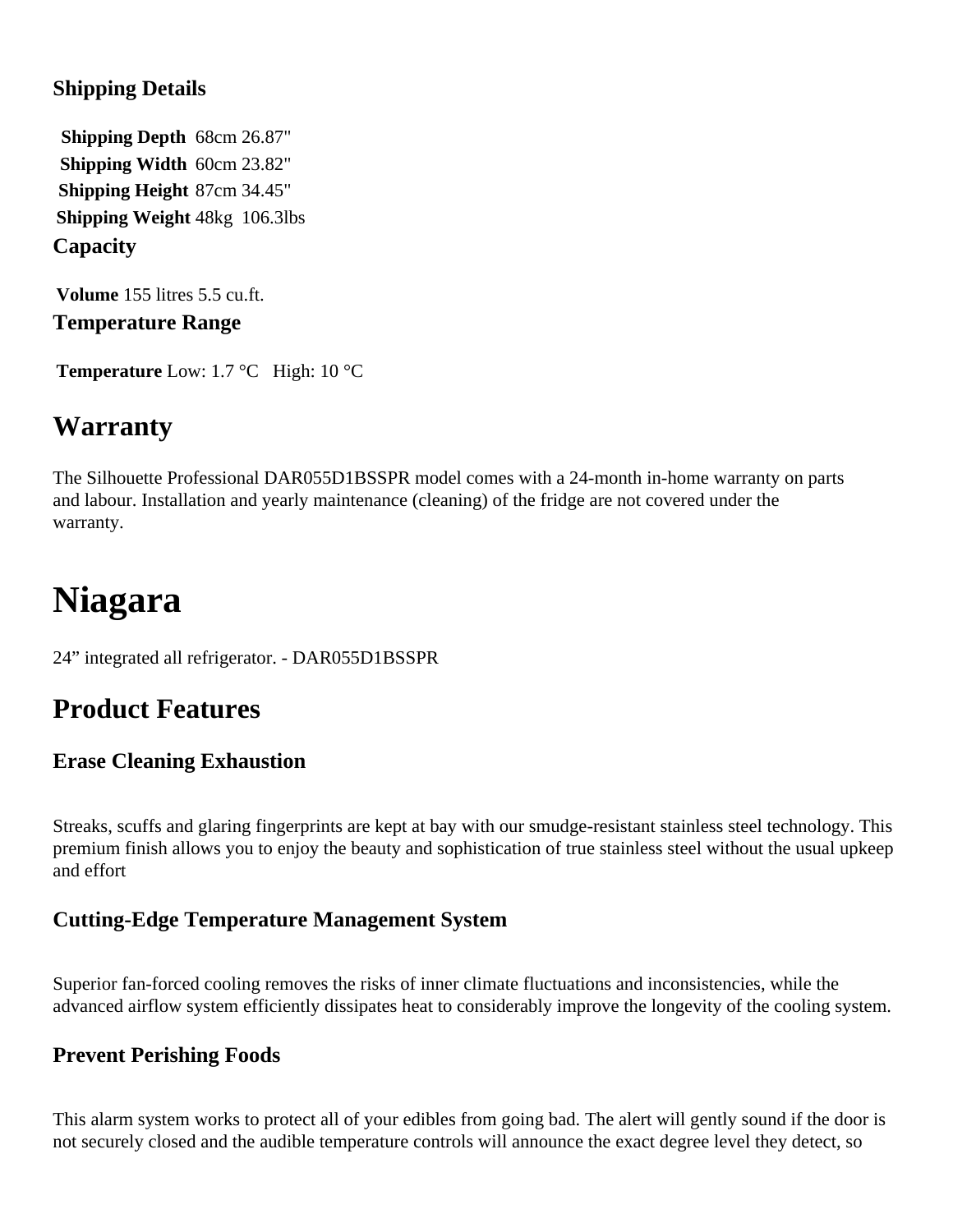### Shipping Details

**Shipping Depth** 68cm 26.87"
**Shipping Width** 60cm 23.82"
**Shipping Height** 87cm 34.45"
**Shipping Weight** 48kg 106.3lbs

### Capacity

**Volume** 155 litres 5.5 cu.ft.

### Temperature Range

**Temperature** Low: 1.7 °C High: 10 °C

## Warranty

The Silhouette Professional DAR055D1BSSPR model comes with a 24-month in-home warranty on parts and labour. Installation and yearly maintenance (cleaning) of the fridge are not covered under the warranty.

# Niagara

24” integrated all refrigerator. - DAR055D1BSSPR

## Product Features

### Erase Cleaning Exhaustion

Streaks, scuffs and glaring fingerprints are kept at bay with our smudge-resistant stainless steel technology. This premium finish allows you to enjoy the beauty and sophistication of true stainless steel without the usual upkeep and effort

### Cutting-Edge Temperature Management System

Superior fan-forced cooling removes the risks of inner climate fluctuations and inconsistencies, while the advanced airflow system efficiently dissipates heat to considerably improve the longevity of the cooling system.

### Prevent Perishing Foods

This alarm system works to protect all of your edibles from going bad. The alert will gently sound if the door is not securely closed and the audible temperature controls will announce the exact degree level they detect, so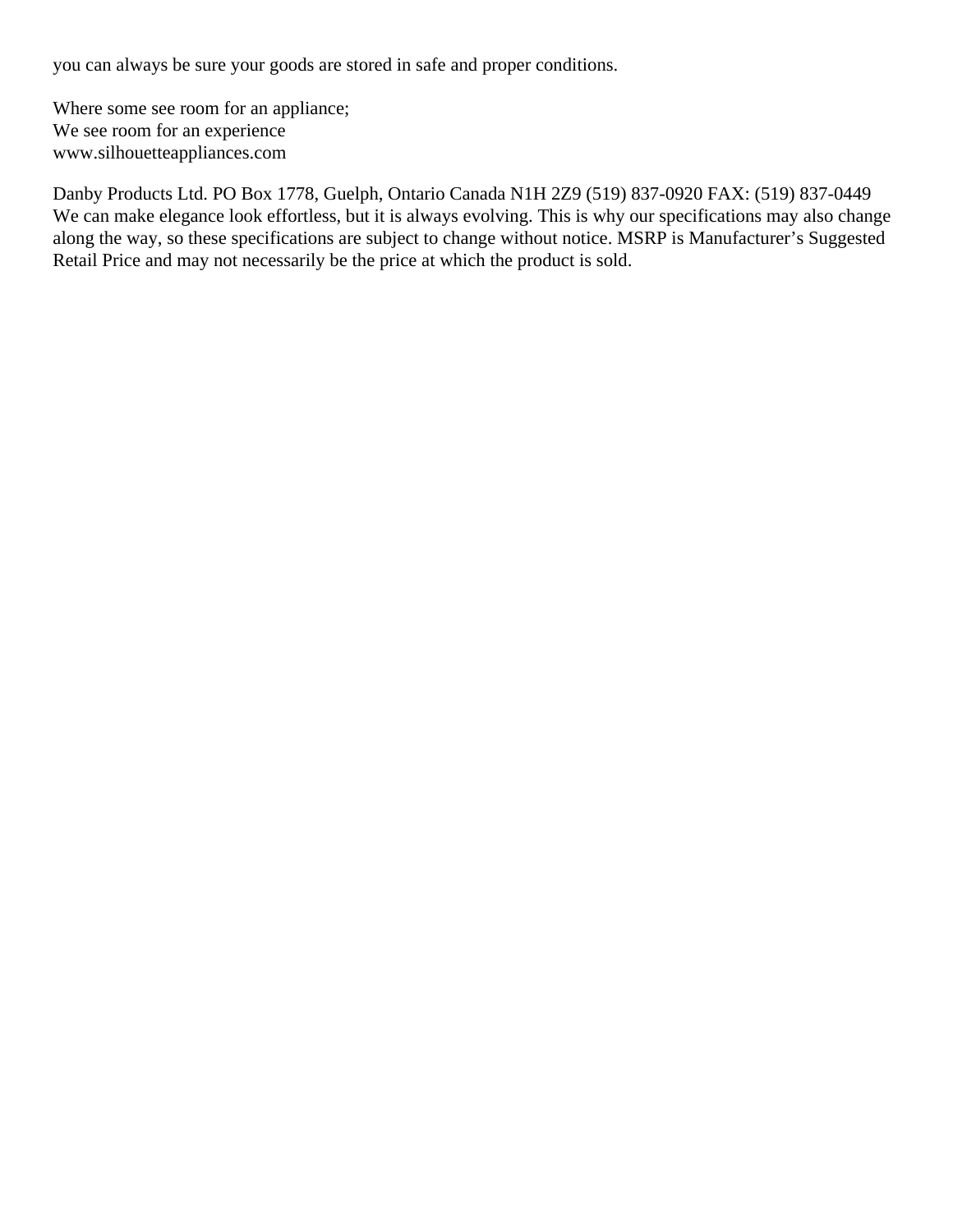you can always be sure your goods are stored in safe and proper conditions.

Where some see room for an appliance;
We see room for an experience
www.silhouetteappliances.com

Danby Products Ltd. PO Box 1778, Guelph, Ontario Canada N1H 2Z9 (519) 837-0920 FAX: (519) 837-0449
We can make elegance look effortless, but it is always evolving. This is why our specifications may also change along the way, so these specifications are subject to change without notice. MSRP is Manufacturer's Suggested Retail Price and may not necessarily be the price at which the product is sold.